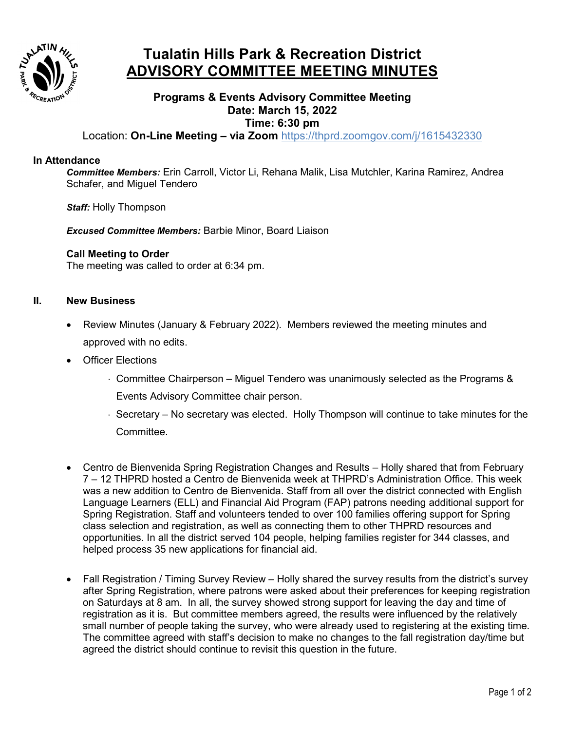# Tualatin Hills Park & Recreation District
## ADVISORY COMMITTEE MEETING MINUTES

### Programs & Events Advisory Committee Meeting
**Date: March 15, 2022**
**Time: 6:30 pm**

Location: **On-Line Meeting – via Zoom** https://thprd.zoomgov.com/j/1615432330

**In Attendance**

***Committee Members:*** Erin Carroll, Victor Li, Rehana Malik, Lisa Mutchler, Karina Ramirez, Andrea Schafer, and Miguel Tendero

***Staff:*** Holly Thompson

***Excused Committee Members:*** Barbie Minor, Board Liaison

**Call Meeting to Order**

The meeting was called to order at 6:34 pm.

**II. New Business**

- Review Minutes (January & February 2022). Members reviewed the meeting minutes and approved with no edits.
- Officer Elections
  - Committee Chairperson – Miguel Tendero was unanimously selected as the Programs & Events Advisory Committee chair person.
  - Secretary – No secretary was elected. Holly Thompson will continue to take minutes for the Committee.

- Centro de Bienvenida Spring Registration Changes and Results – Holly shared that from February 7 – 12 THPRD hosted a Centro de Bienvenida week at THPRD's Administration Office. This week was a new addition to Centro de Bienvenida. Staff from all over the district connected with English Language Learners (ELL) and Financial Aid Program (FAP) patrons needing additional support for Spring Registration. Staff and volunteers tended to over 100 families offering support for Spring class selection and registration, as well as connecting them to other THPRD resources and opportunities. In all the district served 104 people, helping families register for 344 classes, and helped process 35 new applications for financial aid.

- Fall Registration / Timing Survey Review – Holly shared the survey results from the district's survey after Spring Registration, where patrons were asked about their preferences for keeping registration on Saturdays at 8 am. In all, the survey showed strong support for leaving the day and time of registration as it is. But committee members agreed, the results were influenced by the relatively small number of people taking the survey, who were already used to registering at the existing time. The committee agreed with staff's decision to make no changes to the fall registration day/time but agreed the district should continue to revisit this question in the future.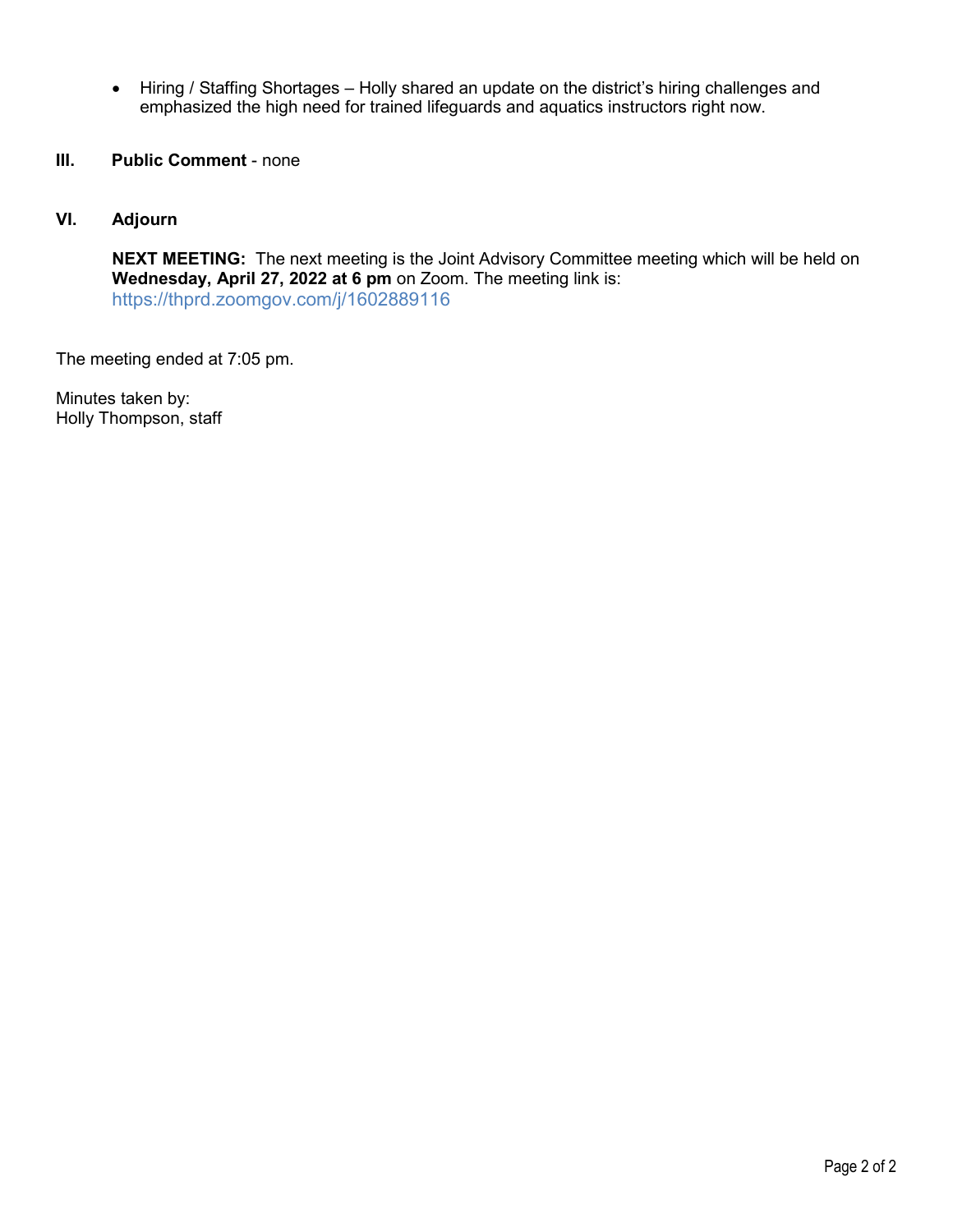- Hiring / Staffing Shortages – Holly shared an update on the district's hiring challenges and emphasized the high need for trained lifeguards and aquatics instructors right now.

## III. Public Comment - none

## VI. Adjourn

**NEXT MEETING:** The next meeting is the Joint Advisory Committee meeting which will be held on **Wednesday, April 27, 2022 at 6 pm** on Zoom. The meeting link is: https://thprd.zoomgov.com/j/1602889116

The meeting ended at 7:05 pm.

Minutes taken by:
Holly Thompson, staff